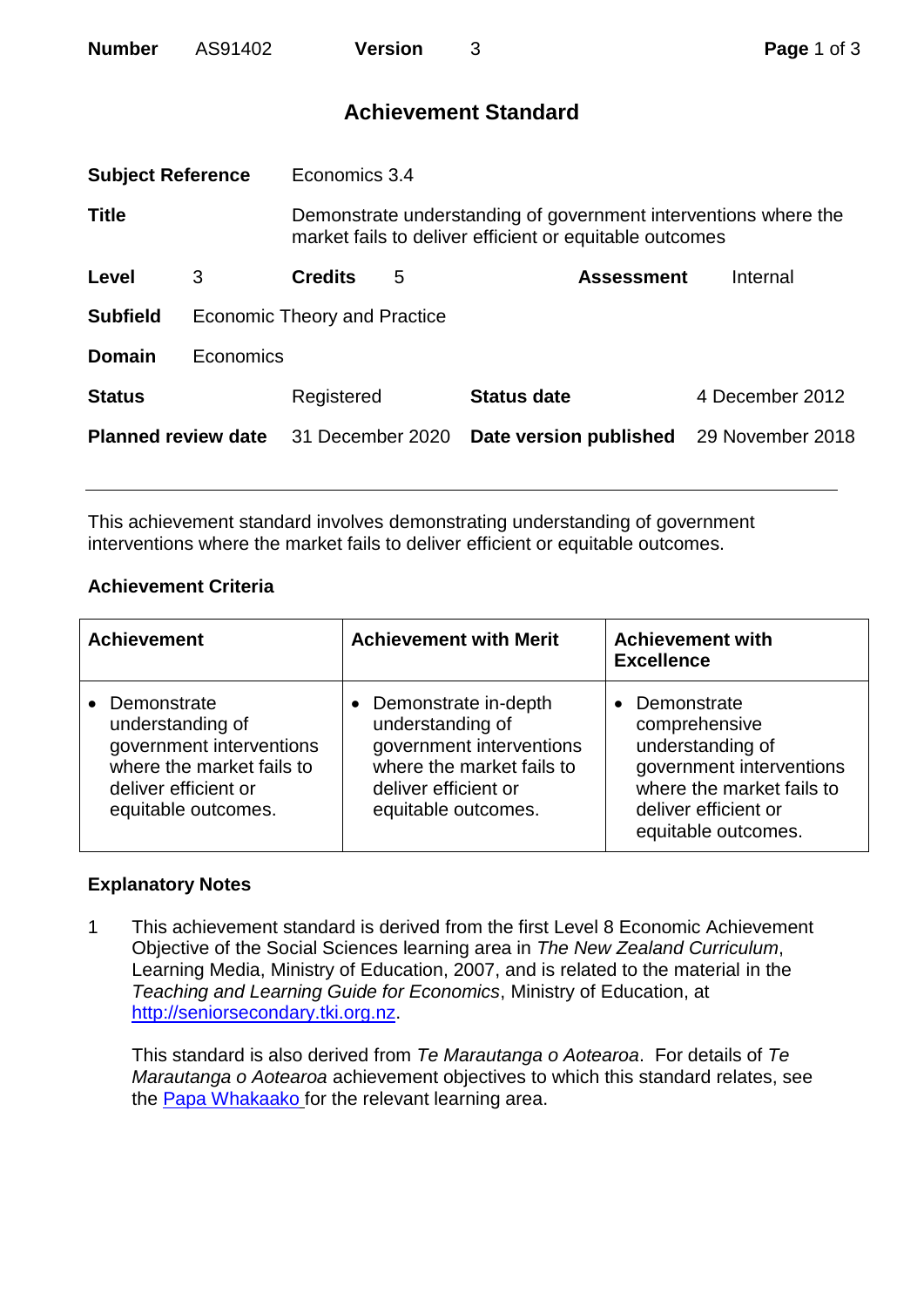| **Number** | AS91402 | **Version** | 3 |
|---|---|---|---|

# Achievement Standard

| | | | | | |
|---|---|---|---|---|---|
| **Subject Reference** | Economics 3.4 | | | | |
| **Title** | Demonstrate understanding of government interventions where the market fails to deliver efficient or equitable outcomes | | | | |
| **Level** | 3 | **Credits** | 5 | **Assessment** | Internal |
| **Subfield** | Economic Theory and Practice | | | | |
| **Domain** | Economics | | | | |
| **Status** | Registered | **Status date** | 4 December 2012 | | |
| **Planned review date** | 31 December 2020 | **Date version published** | 29 November 2018 | | |

---

This achievement standard involves demonstrating understanding of government interventions where the market fails to deliver efficient or equitable outcomes.

## Achievement Criteria

| Achievement | Achievement with Merit | Achievement with Excellence |
|---|---|---|
| • Demonstrate understanding of government interventions where the market fails to deliver efficient or equitable outcomes. | • Demonstrate in-depth understanding of government interventions where the market fails to deliver efficient or equitable outcomes. | • Demonstrate comprehensive understanding of government interventions where the market fails to deliver efficient or equitable outcomes. |

## Explanatory Notes

1 This achievement standard is derived from the first Level 8 Economic Achievement Objective of the Social Sciences learning area in *The New Zealand Curriculum*, Learning Media, Ministry of Education, 2007, and is related to the material in the *Teaching and Learning Guide for Economics*, Ministry of Education, at http://seniorsecondary.tki.org.nz.

This standard is also derived from *Te Marautanga o Aotearoa*. For details of *Te Marautanga o Aotearoa* achievement objectives to which this standard relates, see the Papa Whakaako for the relevant learning area.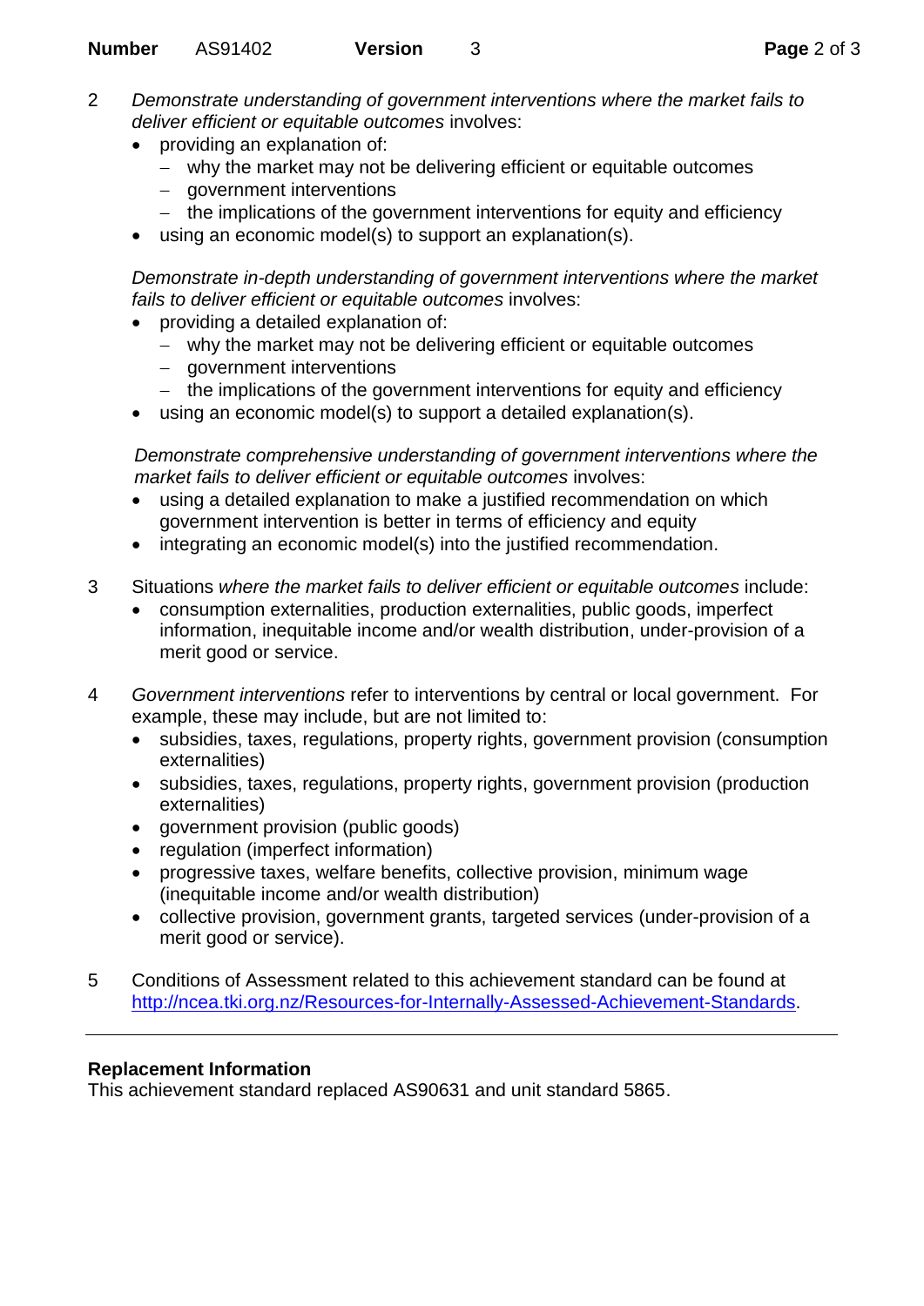2 *Demonstrate understanding of government interventions where the market fails to deliver efficient or equitable outcomes* involves:

- providing an explanation of:
  - why the market may not be delivering efficient or equitable outcomes
  - government interventions
  - the implications of the government interventions for equity and efficiency
- using an economic model(s) to support an explanation(s).

*Demonstrate in-depth understanding of government interventions where the market fails to deliver efficient or equitable outcomes* involves:

- providing a detailed explanation of:
  - why the market may not be delivering efficient or equitable outcomes
  - government interventions
  - the implications of the government interventions for equity and efficiency
- using an economic model(s) to support a detailed explanation(s).

*Demonstrate comprehensive understanding of government interventions where the market fails to deliver efficient or equitable outcomes* involves:

- using a detailed explanation to make a justified recommendation on which government intervention is better in terms of efficiency and equity
- integrating an economic model(s) into the justified recommendation.

3 Situations *where the market fails to deliver efficient or equitable outcomes* include:

- consumption externalities, production externalities, public goods, imperfect information, inequitable income and/or wealth distribution, under-provision of a merit good or service.

4 *Government interventions* refer to interventions by central or local government. For example, these may include, but are not limited to:

- subsidies, taxes, regulations, property rights, government provision (consumption externalities)
- subsidies, taxes, regulations, property rights, government provision (production externalities)
- government provision (public goods)
- regulation (imperfect information)
- progressive taxes, welfare benefits, collective provision, minimum wage (inequitable income and/or wealth distribution)
- collective provision, government grants, targeted services (under-provision of a merit good or service).

5 Conditions of Assessment related to this achievement standard can be found at [http://ncea.tki.org.nz/Resources-for-Internally-Assessed-Achievement-Standards](http://ncea.tki.org.nz/Resources-for-Internally-Assessed-Achievement-Standards).

---

**Replacement Information**

This achievement standard replaced AS90631 and unit standard 5865.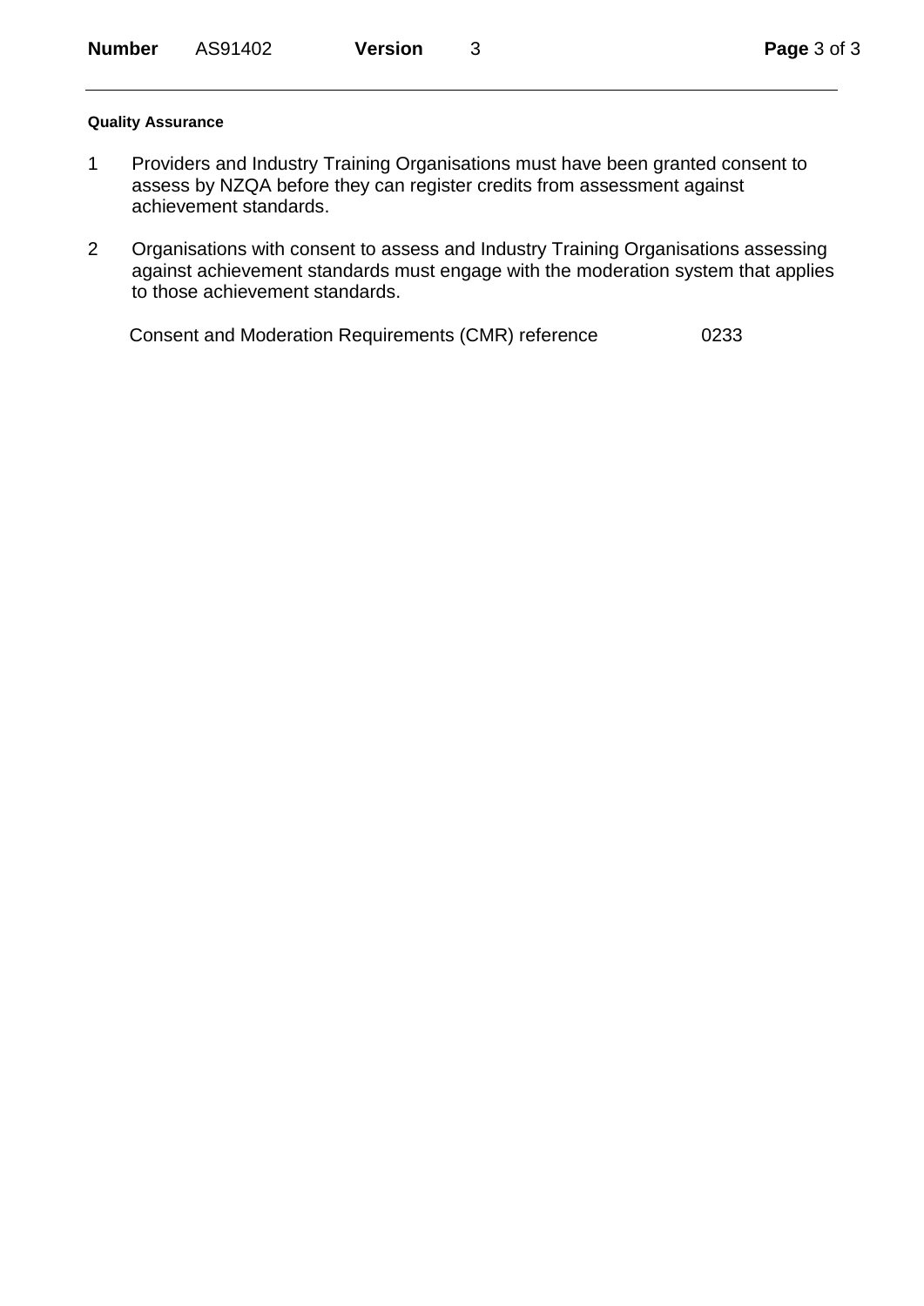**Quality Assurance**

1. Providers and Industry Training Organisations must have been granted consent to assess by NZQA before they can register credits from assessment against achievement standards.

2. Organisations with consent to assess and Industry Training Organisations assessing against achievement standards must engage with the moderation system that applies to those achievement standards.

| | |
|---|---|
| Consent and Moderation Requirements (CMR) reference | 0233 |